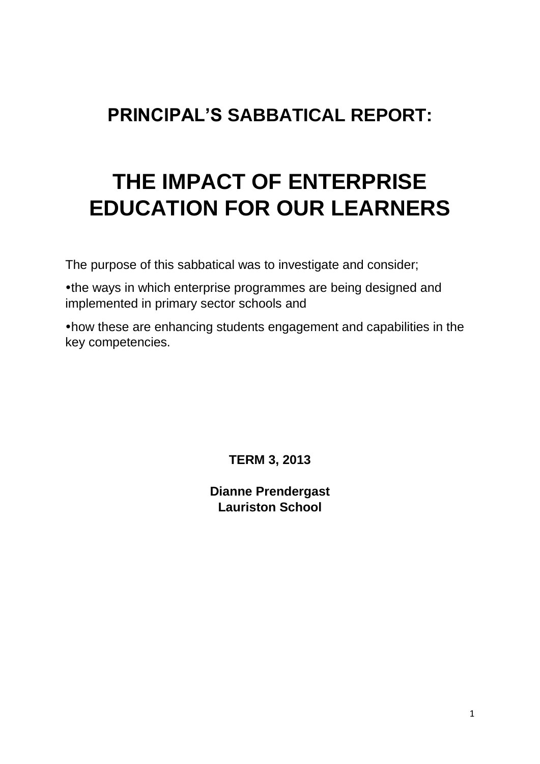# PRINCIPAL'S SABBATICAL REPORT:

# THE IMPACT OF ENTERPRISE EDUCATION FOR OUR LEARNERS

The purpose of this sabbatical was to investigate and consider;

- the ways in which enterprise programmes are being designed and implemented in primary sector schools and
- how these are enhancing students engagement and capabilities in the key competencies.

**TERM 3, 2013**

**Dianne Prendergast**
**Lauriston School**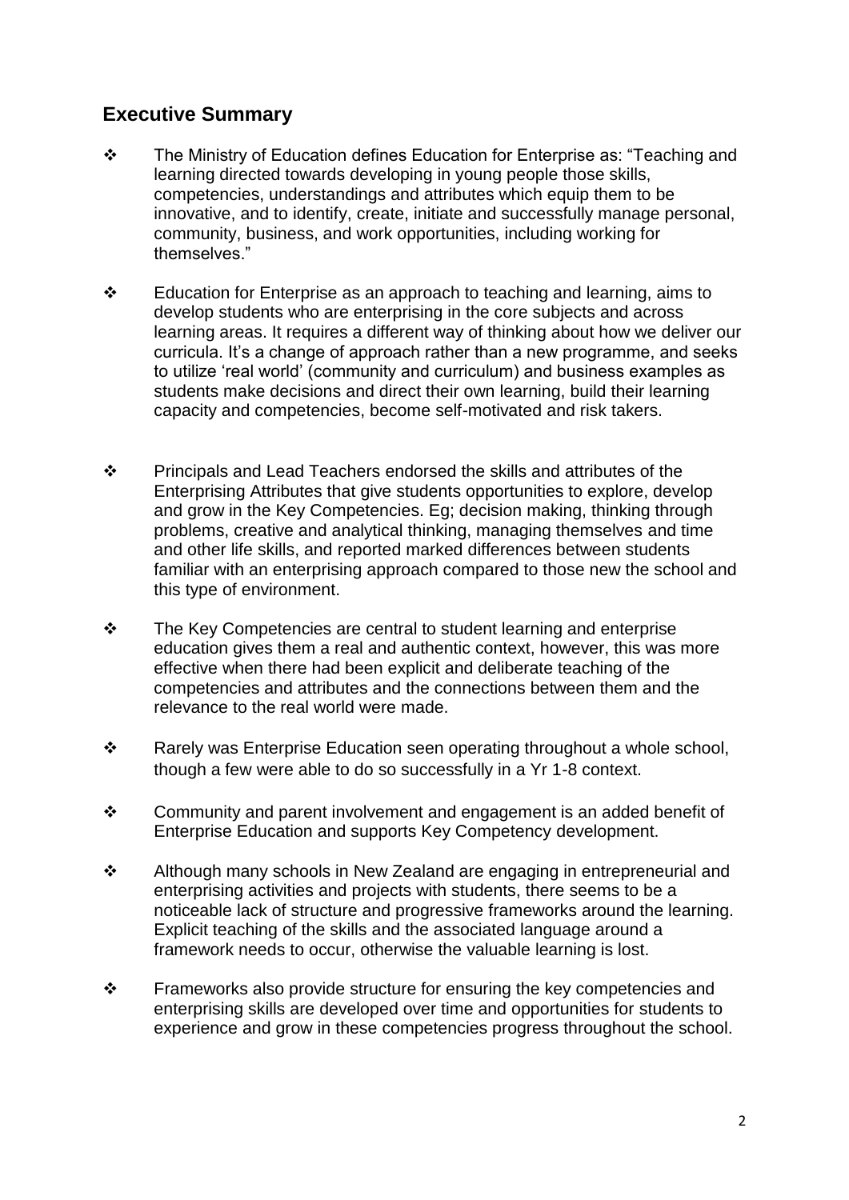## Executive Summary

- The Ministry of Education defines Education for Enterprise as: "Teaching and learning directed towards developing in young people those skills, competencies, understandings and attributes which equip them to be innovative, and to identify, create, initiate and successfully manage personal, community, business, and work opportunities, including working for themselves."

- Education for Enterprise as an approach to teaching and learning, aims to develop students who are enterprising in the core subjects and across learning areas. It requires a different way of thinking about how we deliver our curricula. It's a change of approach rather than a new programme, and seeks to utilize 'real world' (community and curriculum) and business examples as students make decisions and direct their own learning, build their learning capacity and competencies, become self-motivated and risk takers.

- Principals and Lead Teachers endorsed the skills and attributes of the Enterprising Attributes that give students opportunities to explore, develop and grow in the Key Competencies. Eg; decision making, thinking through problems, creative and analytical thinking, managing themselves and time and other life skills, and reported marked differences between students familiar with an enterprising approach compared to those new the school and this type of environment.

- The Key Competencies are central to student learning and enterprise education gives them a real and authentic context, however, this was more effective when there had been explicit and deliberate teaching of the competencies and attributes and the connections between them and the relevance to the real world were made.

- Rarely was Enterprise Education seen operating throughout a whole school, though a few were able to do so successfully in a Yr 1-8 context.

- Community and parent involvement and engagement is an added benefit of Enterprise Education and supports Key Competency development.

- Although many schools in New Zealand are engaging in entrepreneurial and enterprising activities and projects with students, there seems to be a noticeable lack of structure and progressive frameworks around the learning. Explicit teaching of the skills and the associated language around a framework needs to occur, otherwise the valuable learning is lost.

- Frameworks also provide structure for ensuring the key competencies and enterprising skills are developed over time and opportunities for students to experience and grow in these competencies progress throughout the school.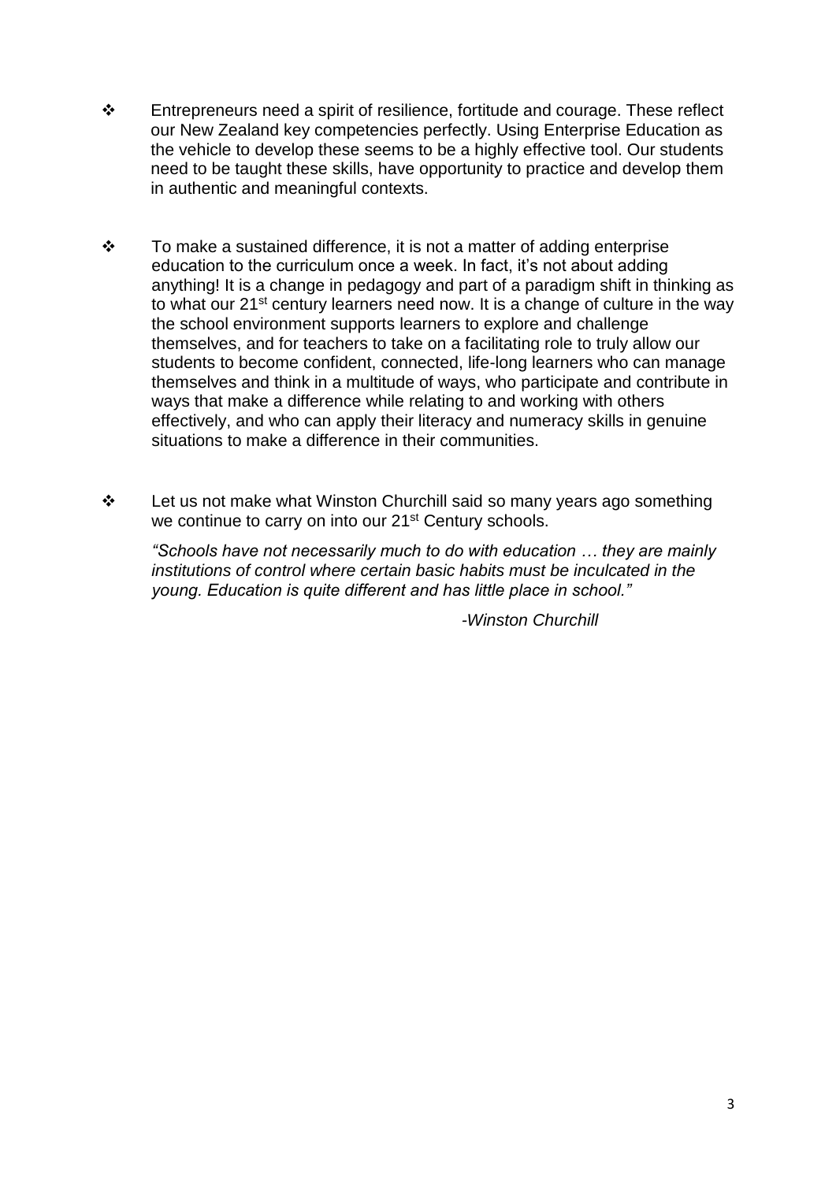- Entrepreneurs need a spirit of resilience, fortitude and courage. These reflect our New Zealand key competencies perfectly. Using Enterprise Education as the vehicle to develop these seems to be a highly effective tool. Our students need to be taught these skills, have opportunity to practice and develop them in authentic and meaningful contexts.

- To make a sustained difference, it is not a matter of adding enterprise education to the curriculum once a week. In fact, it's not about adding anything! It is a change in pedagogy and part of a paradigm shift in thinking as to what our 21st century learners need now. It is a change of culture in the way the school environment supports learners to explore and challenge themselves, and for teachers to take on a facilitating role to truly allow our students to become confident, connected, life-long learners who can manage themselves and think in a multitude of ways, who participate and contribute in ways that make a difference while relating to and working with others effectively, and who can apply their literacy and numeracy skills in genuine situations to make a difference in their communities.

- Let us not make what Winston Churchill said so many years ago something we continue to carry on into our 21st Century schools.

  *"Schools have not necessarily much to do with education … they are mainly institutions of control where certain basic habits must be inculcated in the young. Education is quite different and has little place in school."*

  *-Winston Churchill*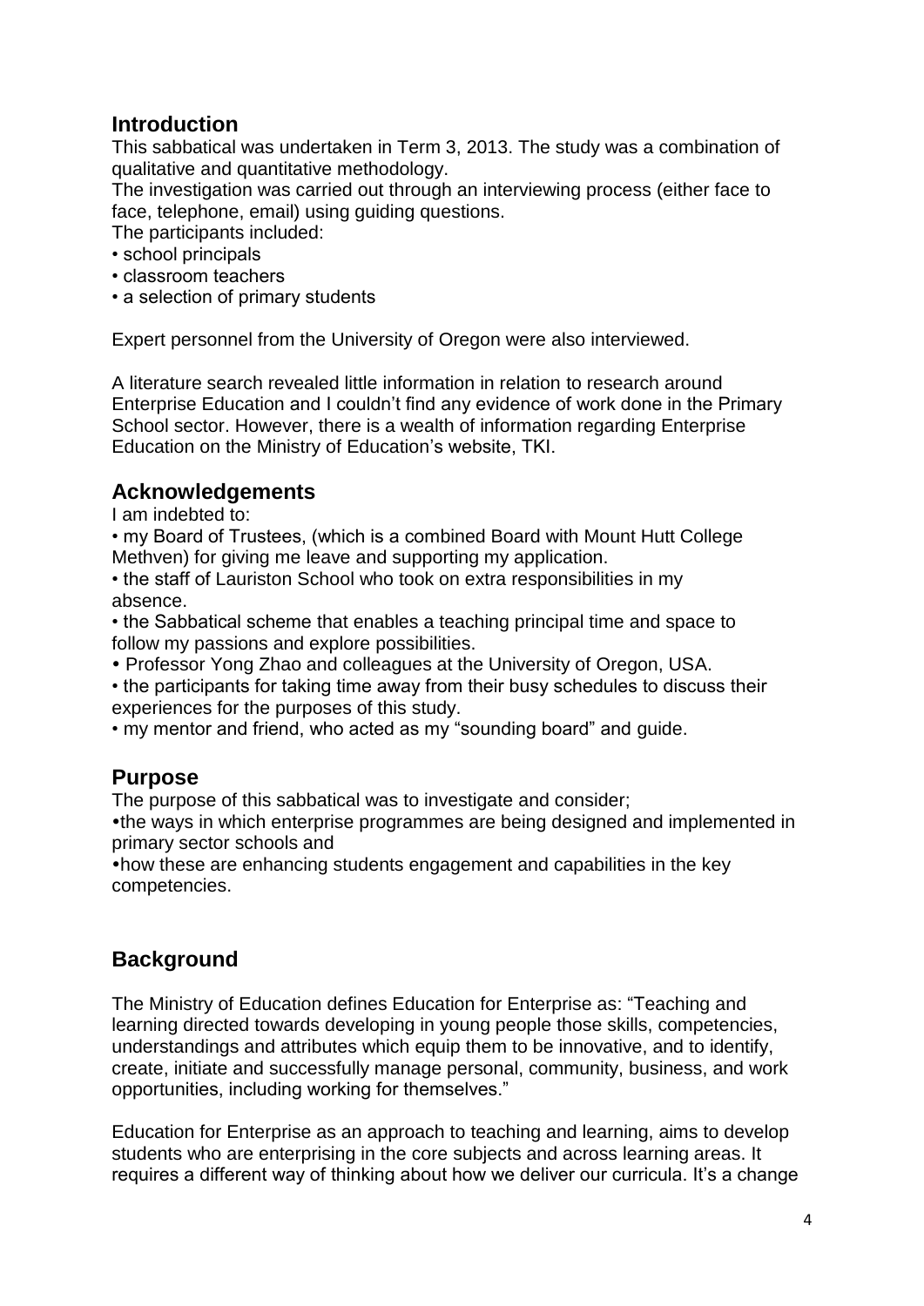## Introduction

This sabbatical was undertaken in Term 3, 2013. The study was a combination of qualitative and quantitative methodology.

The investigation was carried out through an interviewing process (either face to face, telephone, email) using guiding questions.

The participants included:

- school principals
- classroom teachers
- a selection of primary students

Expert personnel from the University of Oregon were also interviewed.

A literature search revealed little information in relation to research around Enterprise Education and I couldn't find any evidence of work done in the Primary School sector. However, there is a wealth of information regarding Enterprise Education on the Ministry of Education's website, TKI.

## Acknowledgements

I am indebted to:

- my Board of Trustees, (which is a combined Board with Mount Hutt College Methven) for giving me leave and supporting my application.
- the staff of Lauriston School who took on extra responsibilities in my absence.
- the Sabbatical scheme that enables a teaching principal time and space to follow my passions and explore possibilities.
- Professor Yong Zhao and colleagues at the University of Oregon, USA.
- the participants for taking time away from their busy schedules to discuss their experiences for the purposes of this study.
- my mentor and friend, who acted as my "sounding board" and guide.

## Purpose

The purpose of this sabbatical was to investigate and consider;

- the ways in which enterprise programmes are being designed and implemented in primary sector schools and
- how these are enhancing students engagement and capabilities in the key competencies.

## Background

The Ministry of Education defines Education for Enterprise as: "Teaching and learning directed towards developing in young people those skills, competencies, understandings and attributes which equip them to be innovative, and to identify, create, initiate and successfully manage personal, community, business, and work opportunities, including working for themselves."

Education for Enterprise as an approach to teaching and learning, aims to develop students who are enterprising in the core subjects and across learning areas. It requires a different way of thinking about how we deliver our curricula. It's a change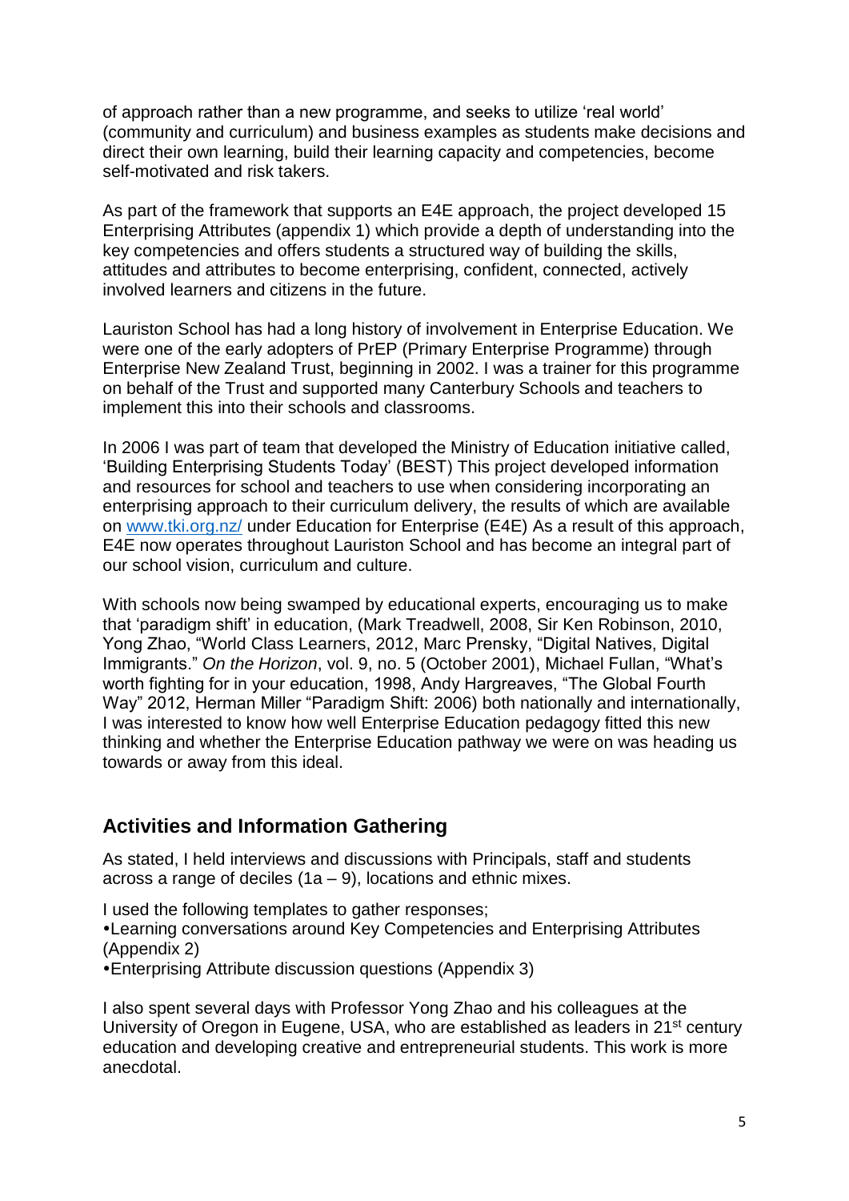of approach rather than a new programme, and seeks to utilize 'real world' (community and curriculum) and business examples as students make decisions and direct their own learning, build their learning capacity and competencies, become self-motivated and risk takers.

As part of the framework that supports an E4E approach, the project developed 15 Enterprising Attributes (appendix 1) which provide a depth of understanding into the key competencies and offers students a structured way of building the skills, attitudes and attributes to become enterprising, confident, connected, actively involved learners and citizens in the future.

Lauriston School has had a long history of involvement in Enterprise Education. We were one of the early adopters of PrEP (Primary Enterprise Programme) through Enterprise New Zealand Trust, beginning in 2002. I was a trainer for this programme on behalf of the Trust and supported many Canterbury Schools and teachers to implement this into their schools and classrooms.

In 2006 I was part of team that developed the Ministry of Education initiative called, 'Building Enterprising Students Today' (BEST) This project developed information and resources for school and teachers to use when considering incorporating an enterprising approach to their curriculum delivery, the results of which are available on www.tki.org.nz/ under Education for Enterprise (E4E) As a result of this approach, E4E now operates throughout Lauriston School and has become an integral part of our school vision, curriculum and culture.

With schools now being swamped by educational experts, encouraging us to make that 'paradigm shift' in education, (Mark Treadwell, 2008, Sir Ken Robinson, 2010, Yong Zhao, "World Class Learners, 2012, Marc Prensky, "Digital Natives, Digital Immigrants." *On the Horizon*, vol. 9, no. 5 (October 2001), Michael Fullan, "What's worth fighting for in your education, 1998, Andy Hargreaves, "The Global Fourth Way" 2012, Herman Miller "Paradigm Shift: 2006) both nationally and internationally, I was interested to know how well Enterprise Education pedagogy fitted this new thinking and whether the Enterprise Education pathway we were on was heading us towards or away from this ideal.

## Activities and Information Gathering

As stated, I held interviews and discussions with Principals, staff and students across a range of deciles (1a – 9), locations and ethnic mixes.

I used the following templates to gather responses;

- Learning conversations around Key Competencies and Enterprising Attributes (Appendix 2)
- Enterprising Attribute discussion questions (Appendix 3)

I also spent several days with Professor Yong Zhao and his colleagues at the University of Oregon in Eugene, USA, who are established as leaders in 21st century education and developing creative and entrepreneurial students. This work is more anecdotal.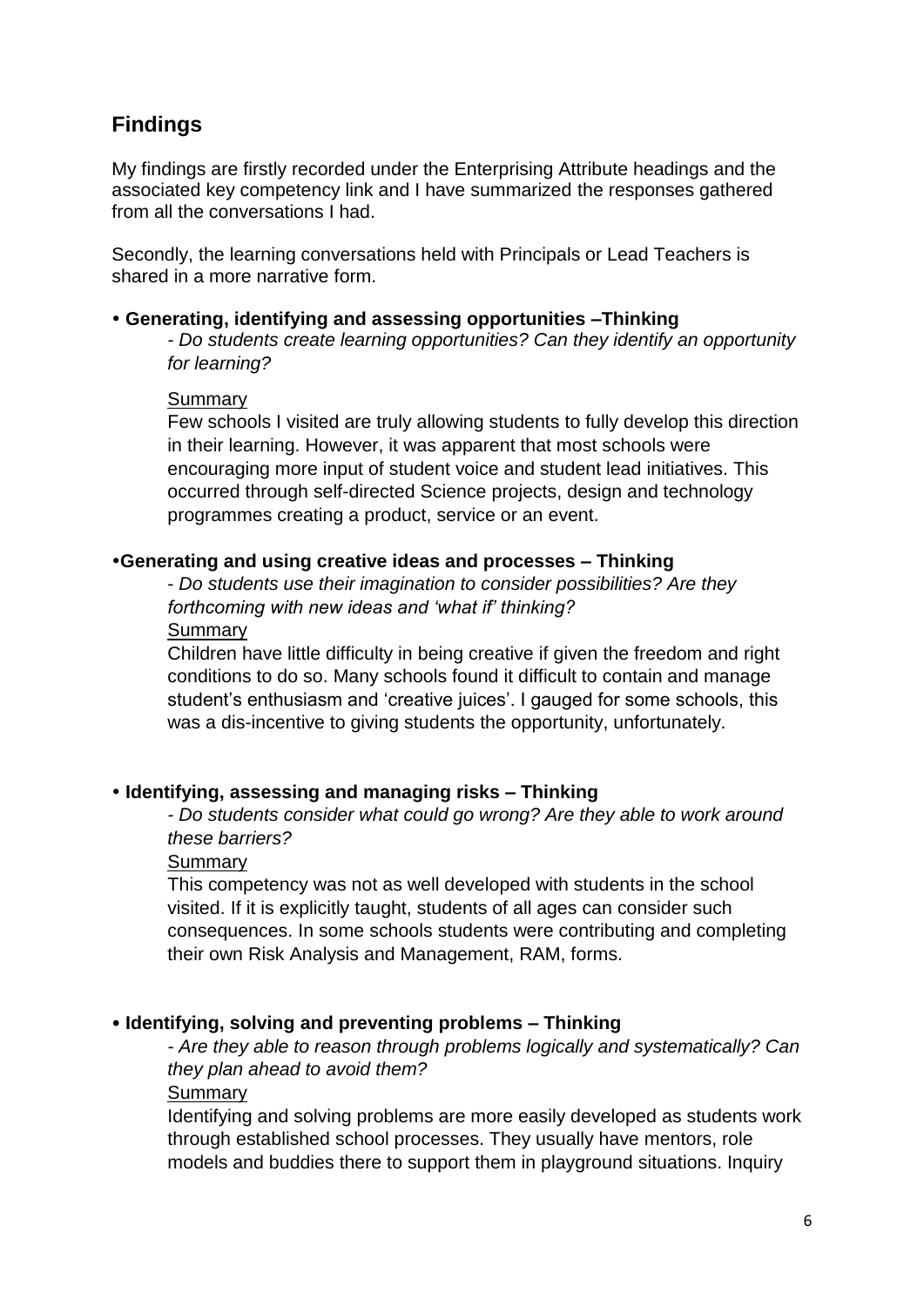## Findings

My findings are firstly recorded under the Enterprising Attribute headings and the associated key competency link and I have summarized the responses gathered from all the conversations I had.

Secondly, the learning conversations held with Principals or Lead Teachers is shared in a more narrative form.

- **Generating, identifying and assessing opportunities –Thinking**

  *- Do students create learning opportunities? Can they identify an opportunity for learning?*

  Summary

  Few schools I visited are truly allowing students to fully develop this direction in their learning. However, it was apparent that most schools were encouraging more input of student voice and student lead initiatives. This occurred through self-directed Science projects, design and technology programmes creating a product, service or an event.

- **Generating and using creative ideas and processes – Thinking**

  *- Do students use their imagination to consider possibilities? Are they forthcoming with new ideas and 'what if' thinking?*

  Summary

  Children have little difficulty in being creative if given the freedom and right conditions to do so. Many schools found it difficult to contain and manage student's enthusiasm and 'creative juices'. I gauged for some schools, this was a dis-incentive to giving students the opportunity, unfortunately.

- **Identifying, assessing and managing risks – Thinking**

  *- Do students consider what could go wrong? Are they able to work around these barriers?*

  Summary

  This competency was not as well developed with students in the school visited. If it is explicitly taught, students of all ages can consider such consequences. In some schools students were contributing and completing their own Risk Analysis and Management, RAM, forms.

- **Identifying, solving and preventing problems – Thinking**

  *- Are they able to reason through problems logically and systematically? Can they plan ahead to avoid them?*

  Summary

  Identifying and solving problems are more easily developed as students work through established school processes. They usually have mentors, role models and buddies there to support them in playground situations. Inquiry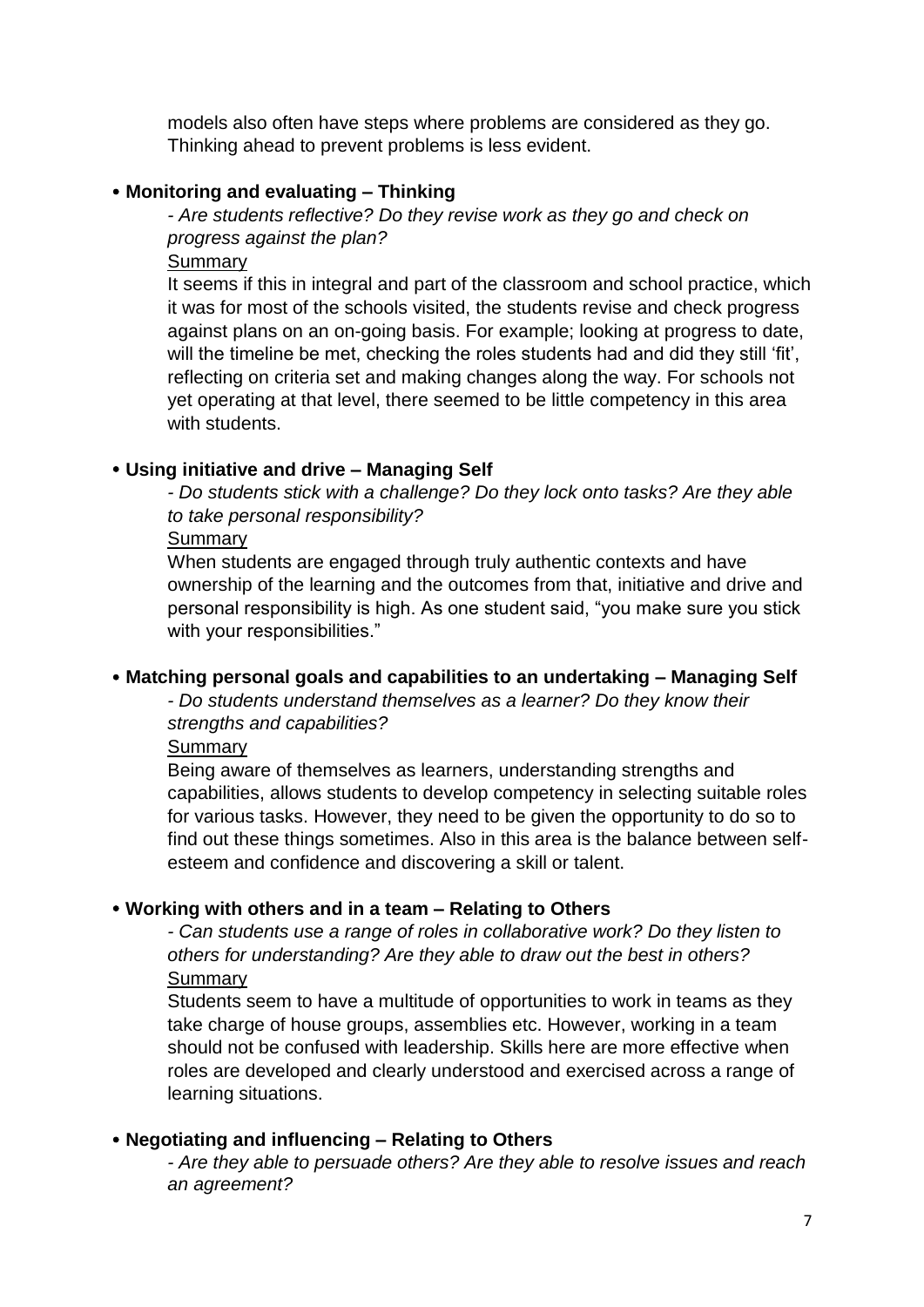models also often have steps where problems are considered as they go. Thinking ahead to prevent problems is less evident.

- **Monitoring and evaluating – Thinking**

  *- Are students reflective? Do they revise work as they go and check on progress against the plan?*

  Summary

  It seems if this in integral and part of the classroom and school practice, which it was for most of the schools visited, the students revise and check progress against plans on an on-going basis. For example; looking at progress to date, will the timeline be met, checking the roles students had and did they still 'fit', reflecting on criteria set and making changes along the way. For schools not yet operating at that level, there seemed to be little competency in this area with students.

- **Using initiative and drive – Managing Self**

  *- Do students stick with a challenge? Do they lock onto tasks? Are they able to take personal responsibility?*

  Summary

  When students are engaged through truly authentic contexts and have ownership of the learning and the outcomes from that, initiative and drive and personal responsibility is high. As one student said, "you make sure you stick with your responsibilities."

- **Matching personal goals and capabilities to an undertaking – Managing Self**

  *- Do students understand themselves as a learner? Do they know their strengths and capabilities?*

  Summary

  Being aware of themselves as learners, understanding strengths and capabilities, allows students to develop competency in selecting suitable roles for various tasks. However, they need to be given the opportunity to do so to find out these things sometimes. Also in this area is the balance between self-esteem and confidence and discovering a skill or talent.

- **Working with others and in a team – Relating to Others**

  *- Can students use a range of roles in collaborative work? Do they listen to others for understanding? Are they able to draw out the best in others?*

  Summary

  Students seem to have a multitude of opportunities to work in teams as they take charge of house groups, assemblies etc. However, working in a team should not be confused with leadership. Skills here are more effective when roles are developed and clearly understood and exercised across a range of learning situations.

- **Negotiating and influencing – Relating to Others**

  *- Are they able to persuade others? Are they able to resolve issues and reach an agreement?*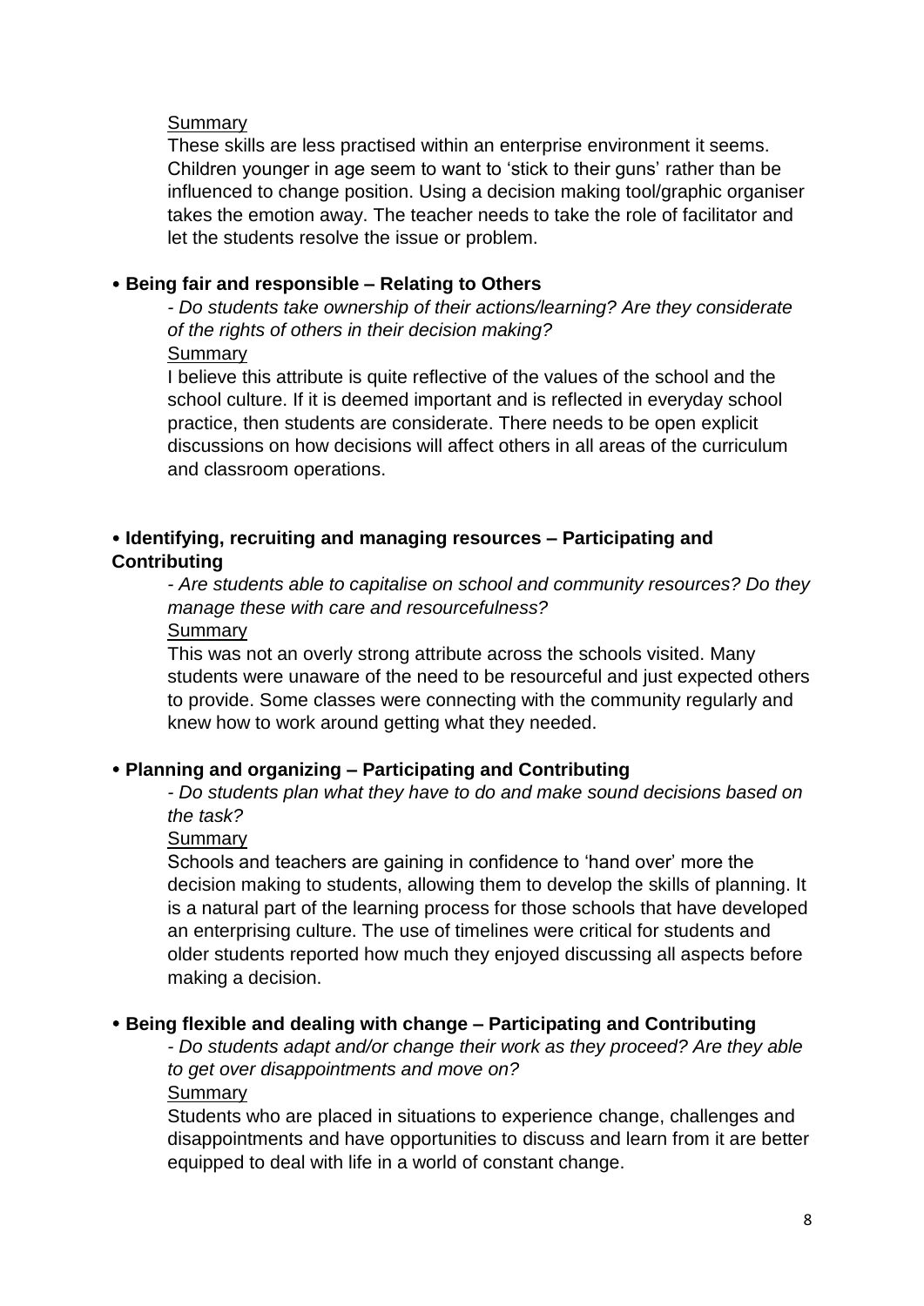Summary

These skills are less practised within an enterprise environment it seems. Children younger in age seem to want to 'stick to their guns' rather than be influenced to change position. Using a decision making tool/graphic organiser takes the emotion away. The teacher needs to take the role of facilitator and let the students resolve the issue or problem.

- **Being fair and responsible – Relating to Others**

  *- Do students take ownership of their actions/learning? Are they considerate of the rights of others in their decision making?*

  Summary

  I believe this attribute is quite reflective of the values of the school and the school culture. If it is deemed important and is reflected in everyday school practice, then students are considerate. There needs to be open explicit discussions on how decisions will affect others in all areas of the curriculum and classroom operations.

- **Identifying, recruiting and managing resources – Participating and Contributing**

  *- Are students able to capitalise on school and community resources? Do they manage these with care and resourcefulness?*

  Summary

  This was not an overly strong attribute across the schools visited. Many students were unaware of the need to be resourceful and just expected others to provide. Some classes were connecting with the community regularly and knew how to work around getting what they needed.

- **Planning and organizing – Participating and Contributing**

  *- Do students plan what they have to do and make sound decisions based on the task?*

  Summary

  Schools and teachers are gaining in confidence to 'hand over' more the decision making to students, allowing them to develop the skills of planning. It is a natural part of the learning process for those schools that have developed an enterprising culture. The use of timelines were critical for students and older students reported how much they enjoyed discussing all aspects before making a decision.

- **Being flexible and dealing with change – Participating and Contributing**

  *- Do students adapt and/or change their work as they proceed? Are they able to get over disappointments and move on?*

  Summary

  Students who are placed in situations to experience change, challenges and disappointments and have opportunities to discuss and learn from it are better equipped to deal with life in a world of constant change.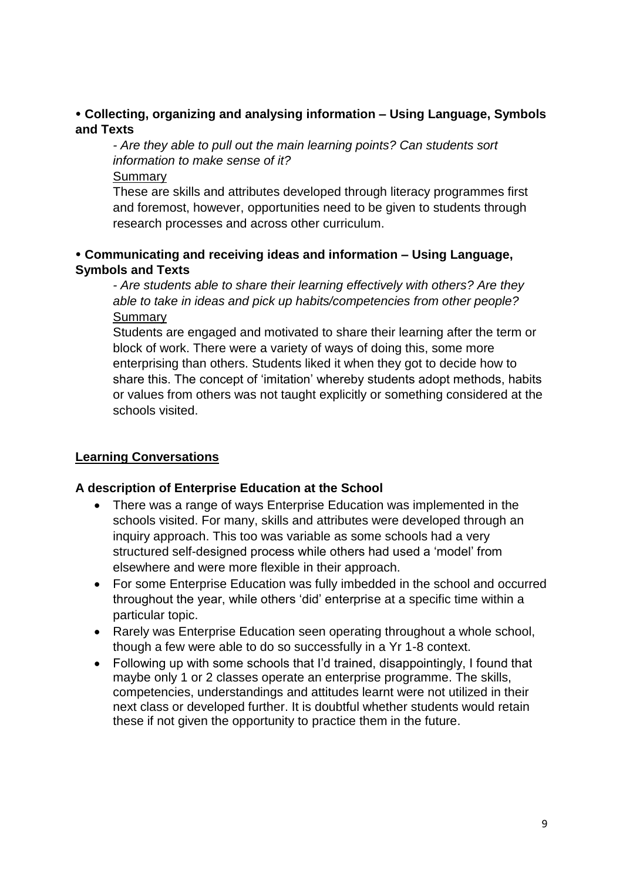- **Collecting, organizing and analysing information – Using Language, Symbols and Texts**

  *- Are they able to pull out the main learning points? Can students sort information to make sense of it?*

  Summary

  These are skills and attributes developed through literacy programmes first and foremost, however, opportunities need to be given to students through research processes and across other curriculum.

- **Communicating and receiving ideas and information – Using Language, Symbols and Texts**

  *- Are students able to share their learning effectively with others? Are they able to take in ideas and pick up habits/competencies from other people?*

  Summary

  Students are engaged and motivated to share their learning after the term or block of work. There were a variety of ways of doing this, some more enterprising than others. Students liked it when they got to decide how to share this. The concept of 'imitation' whereby students adopt methods, habits or values from others was not taught explicitly or something considered at the schools visited.

## Learning Conversations

### A description of Enterprise Education at the School

- There was a range of ways Enterprise Education was implemented in the schools visited. For many, skills and attributes were developed through an inquiry approach. This too was variable as some schools had a very structured self-designed process while others had used a 'model' from elsewhere and were more flexible in their approach.
- For some Enterprise Education was fully imbedded in the school and occurred throughout the year, while others 'did' enterprise at a specific time within a particular topic.
- Rarely was Enterprise Education seen operating throughout a whole school, though a few were able to do so successfully in a Yr 1-8 context.
- Following up with some schools that I'd trained, disappointingly, I found that maybe only 1 or 2 classes operate an enterprise programme. The skills, competencies, understandings and attitudes learnt were not utilized in their next class or developed further. It is doubtful whether students would retain these if not given the opportunity to practice them in the future.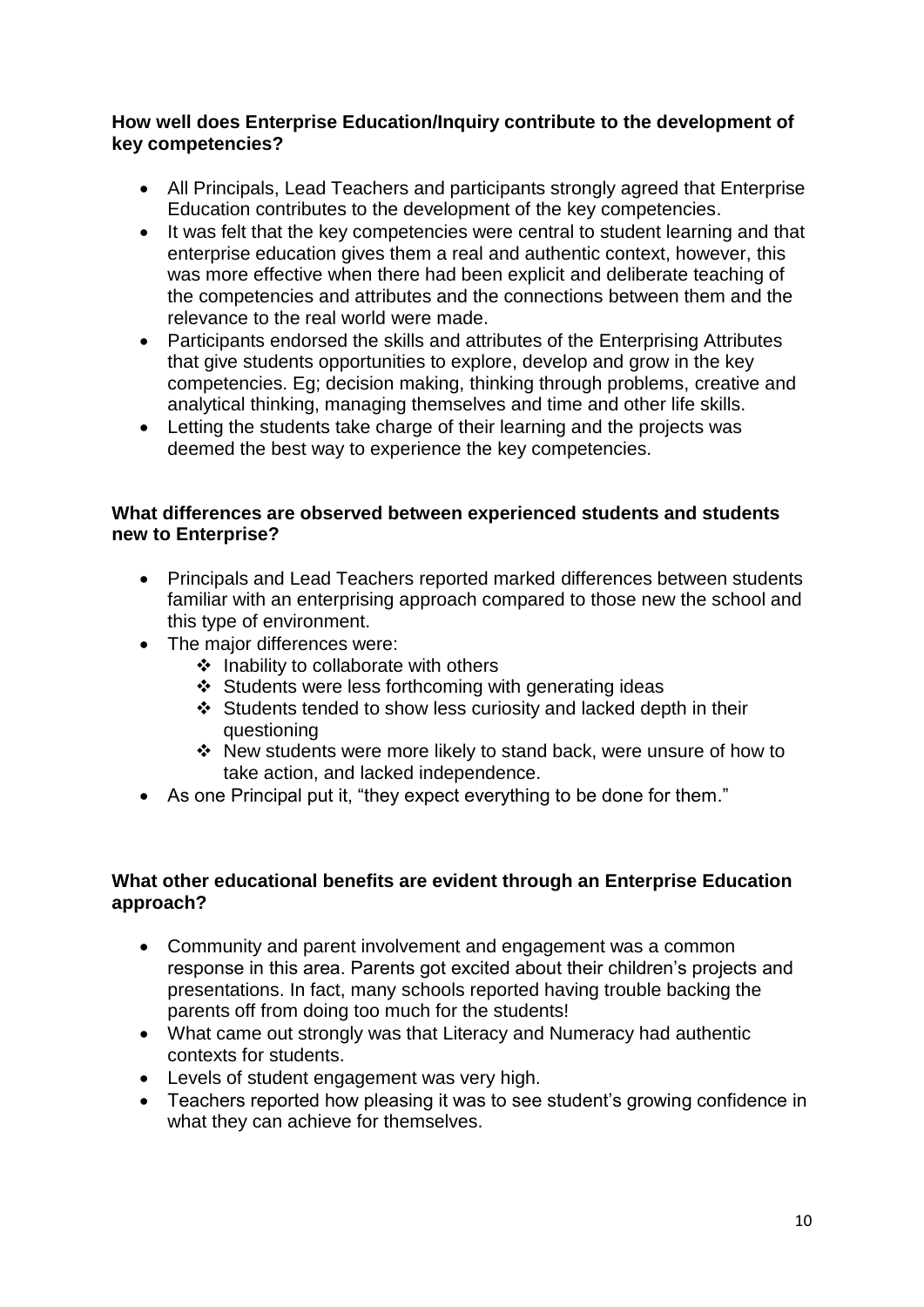**How well does Enterprise Education/Inquiry contribute to the development of key competencies?**

- All Principals, Lead Teachers and participants strongly agreed that Enterprise Education contributes to the development of the key competencies.
- It was felt that the key competencies were central to student learning and that enterprise education gives them a real and authentic context, however, this was more effective when there had been explicit and deliberate teaching of the competencies and attributes and the connections between them and the relevance to the real world were made.
- Participants endorsed the skills and attributes of the Enterprising Attributes that give students opportunities to explore, develop and grow in the key competencies. Eg; decision making, thinking through problems, creative and analytical thinking, managing themselves and time and other life skills.
- Letting the students take charge of their learning and the projects was deemed the best way to experience the key competencies.

**What differences are observed between experienced students and students new to Enterprise?**

- Principals and Lead Teachers reported marked differences between students familiar with an enterprising approach compared to those new the school and this type of environment.
- The major differences were:
    - Inability to collaborate with others
    - Students were less forthcoming with generating ideas
    - Students tended to show less curiosity and lacked depth in their questioning
    - New students were more likely to stand back, were unsure of how to take action, and lacked independence.
- As one Principal put it, "they expect everything to be done for them."

**What other educational benefits are evident through an Enterprise Education approach?**

- Community and parent involvement and engagement was a common response in this area. Parents got excited about their children's projects and presentations. In fact, many schools reported having trouble backing the parents off from doing too much for the students!
- What came out strongly was that Literacy and Numeracy had authentic contexts for students.
- Levels of student engagement was very high.
- Teachers reported how pleasing it was to see student's growing confidence in what they can achieve for themselves.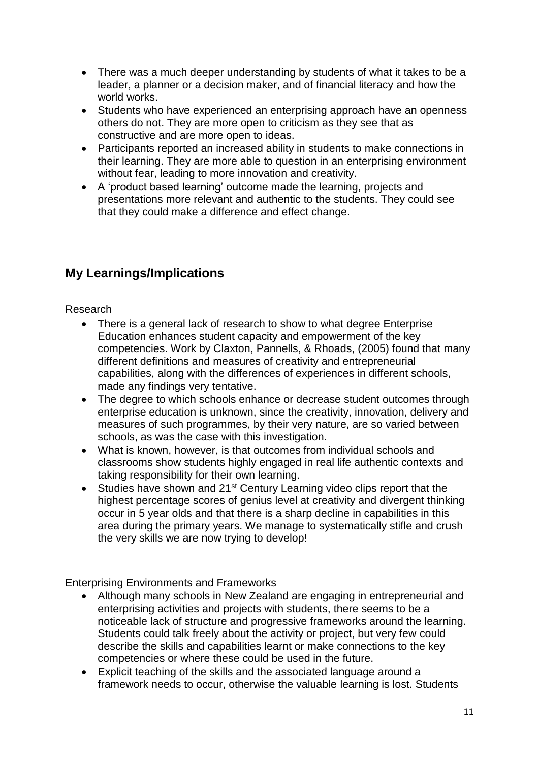- There was a much deeper understanding by students of what it takes to be a leader, a planner or a decision maker, and of financial literacy and how the world works.
- Students who have experienced an enterprising approach have an openness others do not. They are more open to criticism as they see that as constructive and are more open to ideas.
- Participants reported an increased ability in students to make connections in their learning. They are more able to question in an enterprising environment without fear, leading to more innovation and creativity.
- A 'product based learning' outcome made the learning, projects and presentations more relevant and authentic to the students. They could see that they could make a difference and effect change.

## My Learnings/Implications

Research

- There is a general lack of research to show to what degree Enterprise Education enhances student capacity and empowerment of the key competencies. Work by Claxton, Pannells, & Rhoads, (2005) found that many different definitions and measures of creativity and entrepreneurial capabilities, along with the differences of experiences in different schools, made any findings very tentative.
- The degree to which schools enhance or decrease student outcomes through enterprise education is unknown, since the creativity, innovation, delivery and measures of such programmes, by their very nature, are so varied between schools, as was the case with this investigation.
- What is known, however, is that outcomes from individual schools and classrooms show students highly engaged in real life authentic contexts and taking responsibility for their own learning.
- Studies have shown and 21st Century Learning video clips report that the highest percentage scores of genius level at creativity and divergent thinking occur in 5 year olds and that there is a sharp decline in capabilities in this area during the primary years. We manage to systematically stifle and crush the very skills we are now trying to develop!

Enterprising Environments and Frameworks

- Although many schools in New Zealand are engaging in entrepreneurial and enterprising activities and projects with students, there seems to be a noticeable lack of structure and progressive frameworks around the learning. Students could talk freely about the activity or project, but very few could describe the skills and capabilities learnt or make connections to the key competencies or where these could be used in the future.
- Explicit teaching of the skills and the associated language around a framework needs to occur, otherwise the valuable learning is lost. Students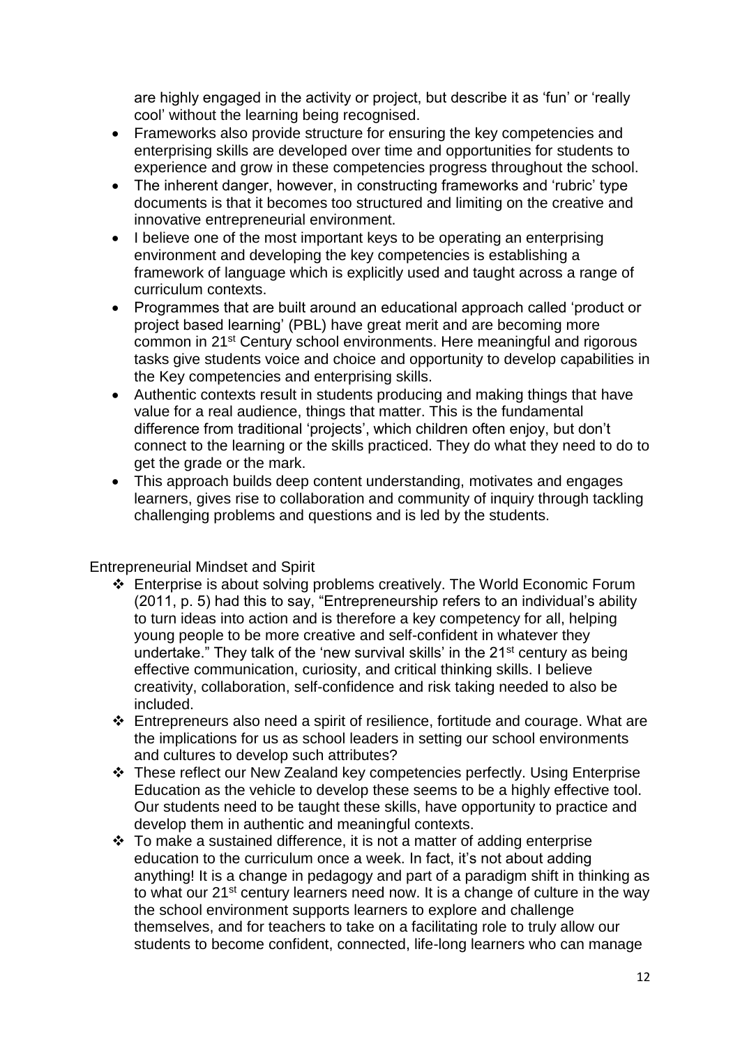are highly engaged in the activity or project, but describe it as 'fun' or 'really cool' without the learning being recognised.

- Frameworks also provide structure for ensuring the key competencies and enterprising skills are developed over time and opportunities for students to experience and grow in these competencies progress throughout the school.
- The inherent danger, however, in constructing frameworks and 'rubric' type documents is that it becomes too structured and limiting on the creative and innovative entrepreneurial environment.
- I believe one of the most important keys to be operating an enterprising environment and developing the key competencies is establishing a framework of language which is explicitly used and taught across a range of curriculum contexts.
- Programmes that are built around an educational approach called 'product or project based learning' (PBL) have great merit and are becoming more common in 21st Century school environments. Here meaningful and rigorous tasks give students voice and choice and opportunity to develop capabilities in the Key competencies and enterprising skills.
- Authentic contexts result in students producing and making things that have value for a real audience, things that matter. This is the fundamental difference from traditional 'projects', which children often enjoy, but don't connect to the learning or the skills practiced. They do what they need to do to get the grade or the mark.
- This approach builds deep content understanding, motivates and engages learners, gives rise to collaboration and community of inquiry through tackling challenging problems and questions and is led by the students.

Entrepreneurial Mindset and Spirit

- Enterprise is about solving problems creatively. The World Economic Forum (2011, p. 5) had this to say, "Entrepreneurship refers to an individual's ability to turn ideas into action and is therefore a key competency for all, helping young people to be more creative and self-confident in whatever they undertake." They talk of the 'new survival skills' in the 21st century as being effective communication, curiosity, and critical thinking skills. I believe creativity, collaboration, self-confidence and risk taking needed to also be included.
- Entrepreneurs also need a spirit of resilience, fortitude and courage. What are the implications for us as school leaders in setting our school environments and cultures to develop such attributes?
- These reflect our New Zealand key competencies perfectly. Using Enterprise Education as the vehicle to develop these seems to be a highly effective tool. Our students need to be taught these skills, have opportunity to practice and develop them in authentic and meaningful contexts.
- To make a sustained difference, it is not a matter of adding enterprise education to the curriculum once a week. In fact, it's not about adding anything! It is a change in pedagogy and part of a paradigm shift in thinking as to what our 21st century learners need now. It is a change of culture in the way the school environment supports learners to explore and challenge themselves, and for teachers to take on a facilitating role to truly allow our students to become confident, connected, life-long learners who can manage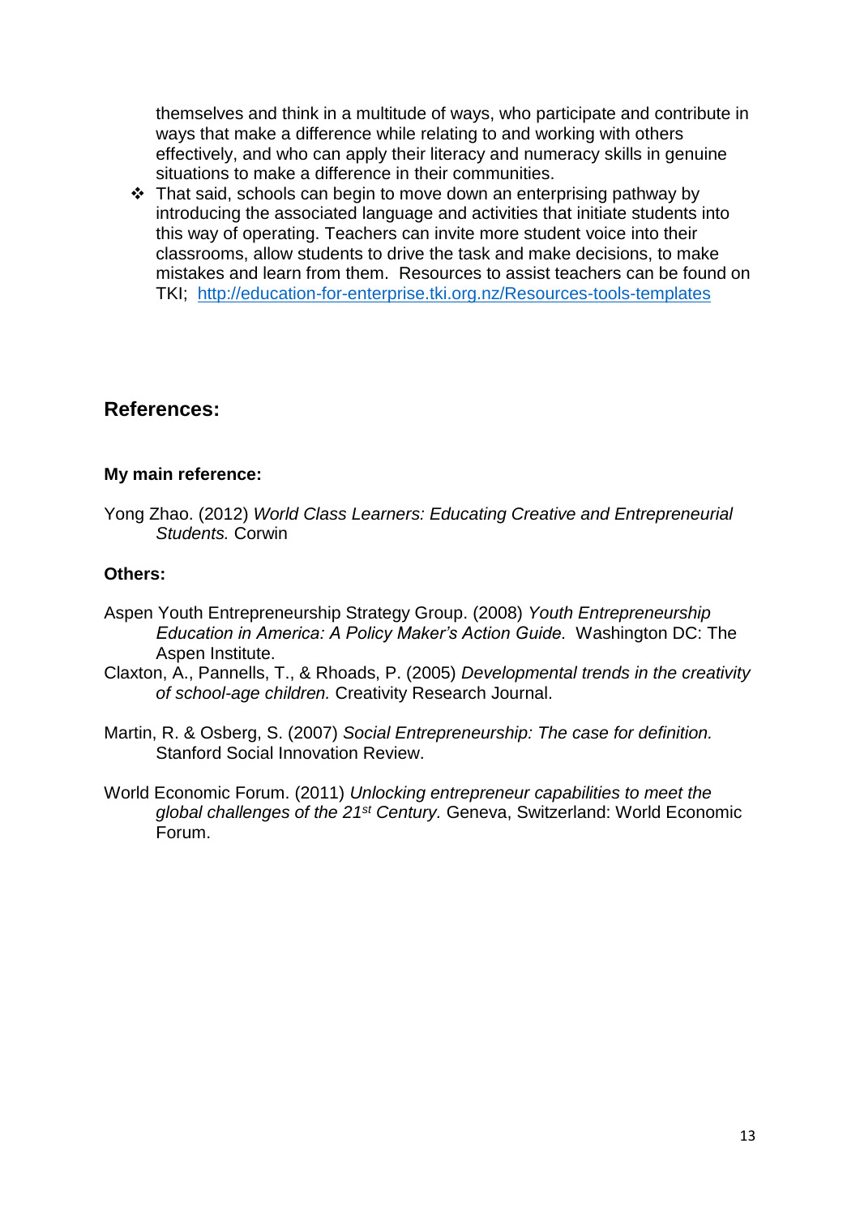themselves and think in a multitude of ways, who participate and contribute in ways that make a difference while relating to and working with others effectively, and who can apply their literacy and numeracy skills in genuine situations to make a difference in their communities.

- That said, schools can begin to move down an enterprising pathway by introducing the associated language and activities that initiate students into this way of operating. Teachers can invite more student voice into their classrooms, allow students to drive the task and make decisions, to make mistakes and learn from them. Resources to assist teachers can be found on TKI; [http://education-for-enterprise.tki.org.nz/Resources-tools-templates](http://education-for-enterprise.tki.org.nz/Resources-tools-templates)

## References:

**My main reference:**

Yong Zhao. (2012) *World Class Learners: Educating Creative and Entrepreneurial Students.* Corwin

**Others:**

Aspen Youth Entrepreneurship Strategy Group. (2008) *Youth Entrepreneurship Education in America: A Policy Maker's Action Guide.* Washington DC: The Aspen Institute.

Claxton, A., Pannells, T., & Rhoads, P. (2005) *Developmental trends in the creativity of school-age children.* Creativity Research Journal.

Martin, R. & Osberg, S. (2007) *Social Entrepreneurship: The case for definition.* Stanford Social Innovation Review.

World Economic Forum. (2011) *Unlocking entrepreneur capabilities to meet the global challenges of the 21st Century.* Geneva, Switzerland: World Economic Forum.